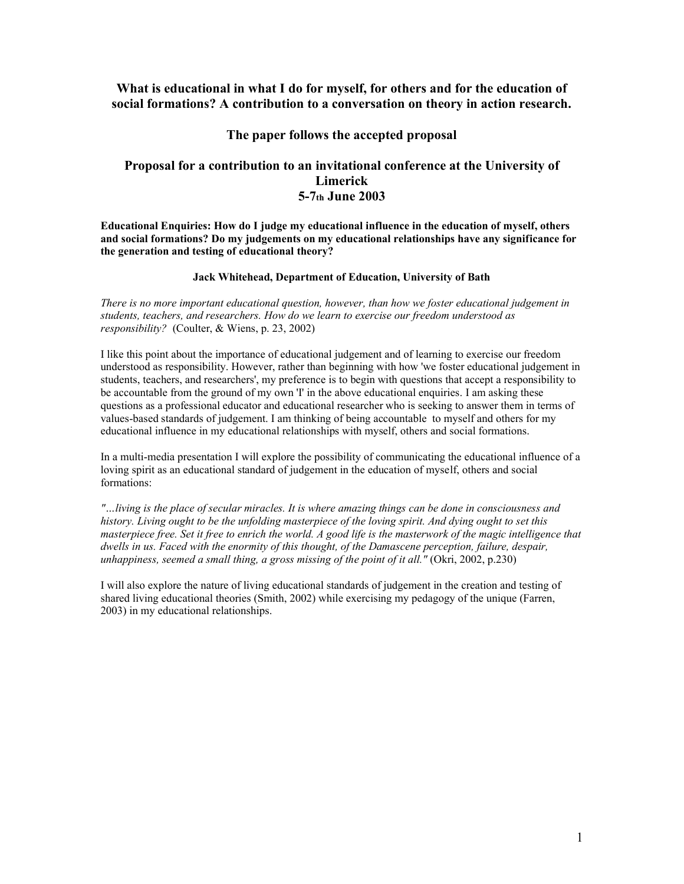# What is educational in what I do for myself, for others and for the education of social formations? A contribution to a conversation on theory in action research.

## The paper follows the accepted proposal

## Proposal for a contribution to an invitational conference at the University of Limerick 5-7th June 2003

**Educational Enquiries: How do I judge my educational influence in the education of myself, others and social formations? Do my judgements on my educational relationships have any significance for the generation and testing of educational theory?**

**Jack Whitehead, Department of Education, University of Bath**

*There is no more important educational question, however, than how we foster educational judgement in students, teachers, and researchers. How do we learn to exercise our freedom understood as responsibility?* (Coulter, & Wiens, p. 23, 2002)

I like this point about the importance of educational judgement and of learning to exercise our freedom understood as responsibility. However, rather than beginning with how 'we foster educational judgement in students, teachers, and researchers', my preference is to begin with questions that accept a responsibility to be accountable from the ground of my own 'I' in the above educational enquiries. I am asking these questions as a professional educator and educational researcher who is seeking to answer them in terms of values-based standards of judgement. I am thinking of being accountable to myself and others for my educational influence in my educational relationships with myself, others and social formations.

In a multi-media presentation I will explore the possibility of communicating the educational influence of a loving spirit as an educational standard of judgement in the education of myself, others and social formations:

*"…living is the place of secular miracles. It is where amazing things can be done in consciousness and history. Living ought to be the unfolding masterpiece of the loving spirit. And dying ought to set this masterpiece free. Set it free to enrich the world. A good life is the masterwork of the magic intelligence that dwells in us. Faced with the enormity of this thought, of the Damascene perception, failure, despair, unhappiness, seemed a small thing, a gross missing of the point of it all."* (Okri, 2002, p.230)

I will also explore the nature of living educational standards of judgement in the creation and testing of shared living educational theories (Smith, 2002) while exercising my pedagogy of the unique (Farren, 2003) in my educational relationships.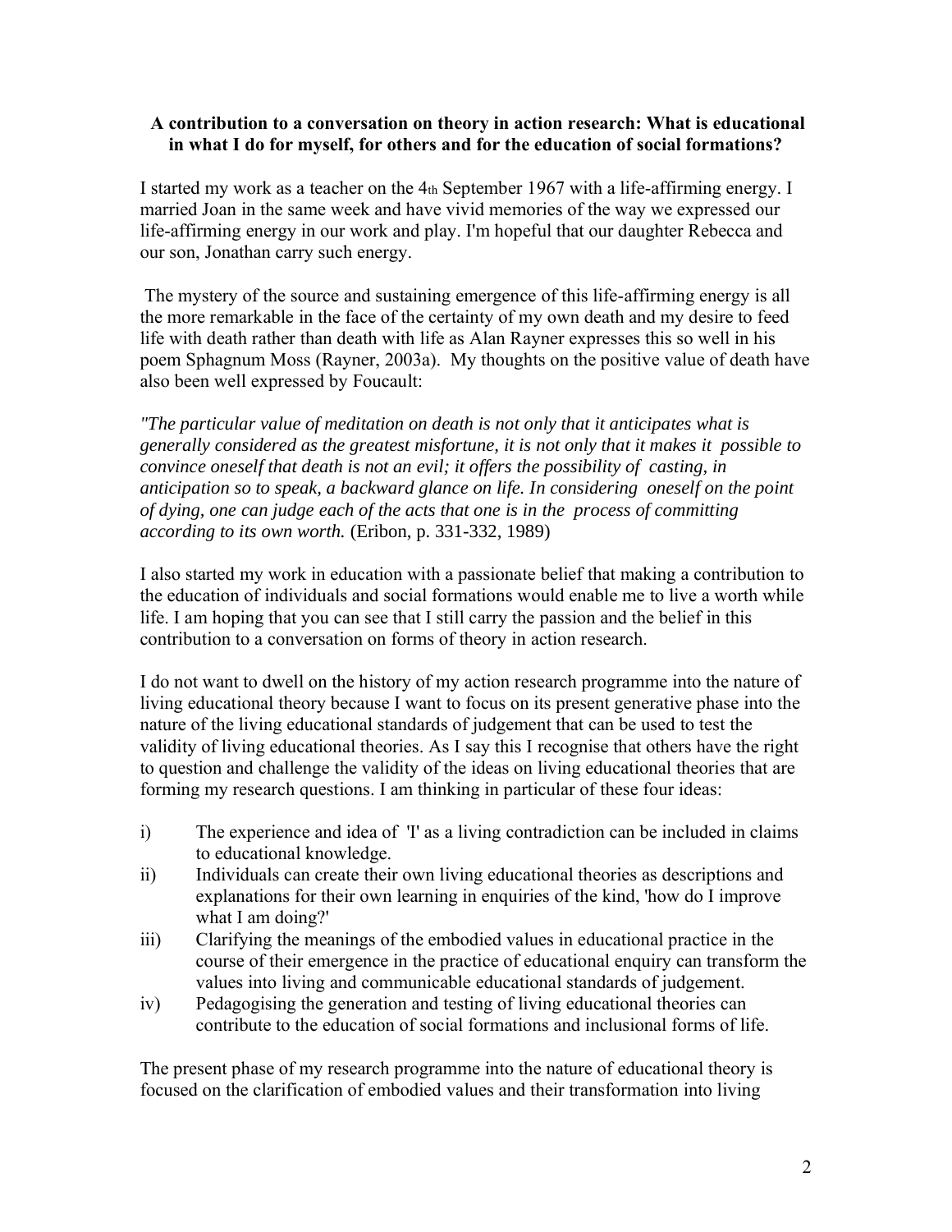**A contribution to a conversation on theory in action research: What is educational in what I do for myself, for others and for the education of social formations?**

I started my work as a teacher on the 4th September 1967 with a life-affirming energy. I married Joan in the same week and have vivid memories of the way we expressed our life-affirming energy in our work and play. I'm hopeful that our daughter Rebecca and our son, Jonathan carry such energy.

The mystery of the source and sustaining emergence of this life-affirming energy is all the more remarkable in the face of the certainty of my own death and my desire to feed life with death rather than death with life as Alan Rayner expresses this so well in his poem Sphagnum Moss (Rayner, 2003a). My thoughts on the positive value of death have also been well expressed by Foucault:

*"The particular value of meditation on death is not only that it anticipates what is generally considered as the greatest misfortune, it is not only that it makes it possible to convince oneself that death is not an evil; it offers the possibility of casting, in anticipation so to speak, a backward glance on life. In considering oneself on the point of dying, one can judge each of the acts that one is in the process of committing according to its own worth.* (Eribon, p. 331-332, 1989)

I also started my work in education with a passionate belief that making a contribution to the education of individuals and social formations would enable me to live a worth while life. I am hoping that you can see that I still carry the passion and the belief in this contribution to a conversation on forms of theory in action research.

I do not want to dwell on the history of my action research programme into the nature of living educational theory because I want to focus on its present generative phase into the nature of the living educational standards of judgement that can be used to test the validity of living educational theories. As I say this I recognise that others have the right to question and challenge the validity of the ideas on living educational theories that are forming my research questions. I am thinking in particular of these four ideas:

i) The experience and idea of 'I' as a living contradiction can be included in claims to educational knowledge.
ii) Individuals can create their own living educational theories as descriptions and explanations for their own learning in enquiries of the kind, 'how do I improve what I am doing?'
iii) Clarifying the meanings of the embodied values in educational practice in the course of their emergence in the practice of educational enquiry can transform the values into living and communicable educational standards of judgement.
iv) Pedagogising the generation and testing of living educational theories can contribute to the education of social formations and inclusional forms of life.

The present phase of my research programme into the nature of educational theory is focused on the clarification of embodied values and their transformation into living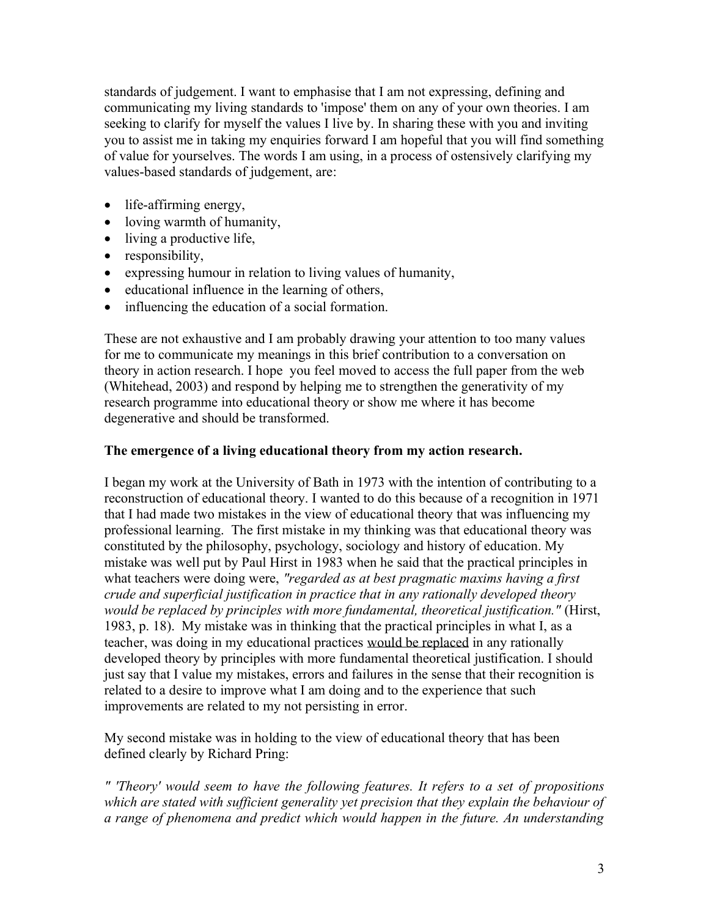standards of judgement. I want to emphasise that I am not expressing, defining and communicating my living standards to 'impose' them on any of your own theories. I am seeking to clarify for myself the values I live by. In sharing these with you and inviting you to assist me in taking my enquiries forward I am hopeful that you will find something of value for yourselves. The words I am using, in a process of ostensively clarifying my values-based standards of judgement, are:

- life-affirming energy,
- loving warmth of humanity,
- living a productive life,
- responsibility,
- expressing humour in relation to living values of humanity,
- educational influence in the learning of others,
- influencing the education of a social formation.

These are not exhaustive and I am probably drawing your attention to too many values for me to communicate my meanings in this brief contribution to a conversation on theory in action research. I hope you feel moved to access the full paper from the web (Whitehead, 2003) and respond by helping me to strengthen the generativity of my research programme into educational theory or show me where it has become degenerative and should be transformed.

**The emergence of a living educational theory from my action research.**

I began my work at the University of Bath in 1973 with the intention of contributing to a reconstruction of educational theory. I wanted to do this because of a recognition in 1971 that I had made two mistakes in the view of educational theory that was influencing my professional learning. The first mistake in my thinking was that educational theory was constituted by the philosophy, psychology, sociology and history of education. My mistake was well put by Paul Hirst in 1983 when he said that the practical principles in what teachers were doing were, *"regarded as at best pragmatic maxims having a first crude and superficial justification in practice that in any rationally developed theory would be replaced by principles with more fundamental, theoretical justification."* (Hirst, 1983, p. 18). My mistake was in thinking that the practical principles in what I, as a teacher, was doing in my educational practices <u>would be replaced</u> in any rationally developed theory by principles with more fundamental theoretical justification. I should just say that I value my mistakes, errors and failures in the sense that their recognition is related to a desire to improve what I am doing and to the experience that such improvements are related to my not persisting in error.

My second mistake was in holding to the view of educational theory that has been defined clearly by Richard Pring:

*" 'Theory' would seem to have the following features. It refers to a set of propositions which are stated with sufficient generality yet precision that they explain the behaviour of a range of phenomena and predict which would happen in the future. An understanding*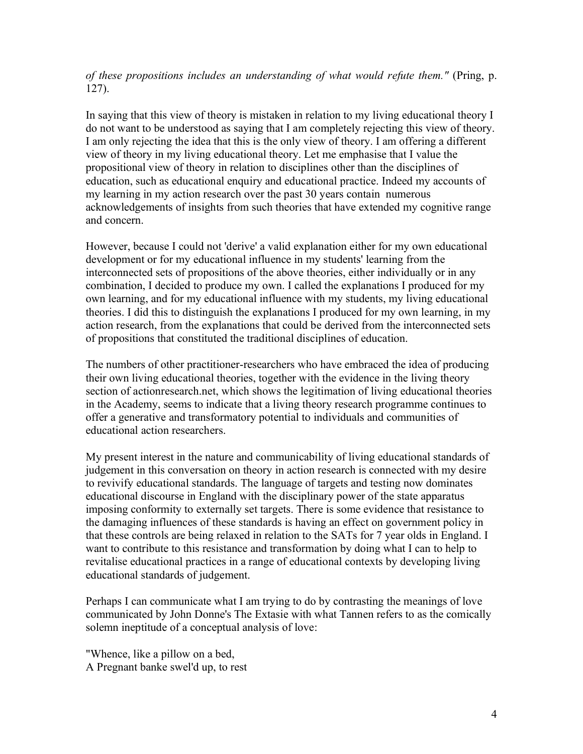*of these propositions includes an understanding of what would refute them."* (Pring, p. 127).

In saying that this view of theory is mistaken in relation to my living educational theory I do not want to be understood as saying that I am completely rejecting this view of theory. I am only rejecting the idea that this is the only view of theory. I am offering a different view of theory in my living educational theory. Let me emphasise that I value the propositional view of theory in relation to disciplines other than the disciplines of education, such as educational enquiry and educational practice. Indeed my accounts of my learning in my action research over the past 30 years contain numerous acknowledgements of insights from such theories that have extended my cognitive range and concern.

However, because I could not 'derive' a valid explanation either for my own educational development or for my educational influence in my students' learning from the interconnected sets of propositions of the above theories, either individually or in any combination, I decided to produce my own. I called the explanations I produced for my own learning, and for my educational influence with my students, my living educational theories. I did this to distinguish the explanations I produced for my own learning, in my action research, from the explanations that could be derived from the interconnected sets of propositions that constituted the traditional disciplines of education.

The numbers of other practitioner-researchers who have embraced the idea of producing their own living educational theories, together with the evidence in the living theory section of actionresearch.net, which shows the legitimation of living educational theories in the Academy, seems to indicate that a living theory research programme continues to offer a generative and transformatory potential to individuals and communities of educational action researchers.

My present interest in the nature and communicability of living educational standards of judgement in this conversation on theory in action research is connected with my desire to revivify educational standards. The language of targets and testing now dominates educational discourse in England with the disciplinary power of the state apparatus imposing conformity to externally set targets. There is some evidence that resistance to the damaging influences of these standards is having an effect on government policy in that these controls are being relaxed in relation to the SATs for 7 year olds in England. I want to contribute to this resistance and transformation by doing what I can to help to revitalise educational practices in a range of educational contexts by developing living educational standards of judgement.

Perhaps I can communicate what I am trying to do by contrasting the meanings of love communicated by John Donne's The Extasie with what Tannen refers to as the comically solemn ineptitude of a conceptual analysis of love:

"Whence, like a pillow on a bed,  
A Pregnant banke swel'd up, to rest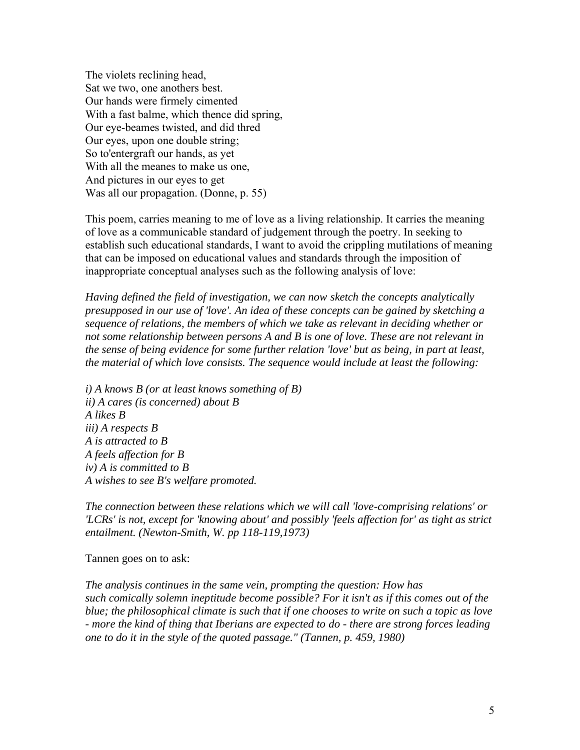The violets reclining head,
Sat we two, one anothers best.
Our hands were firmely cimented
With a fast balme, which thence did spring,
Our eye-beames twisted, and did thred
Our eyes, upon one double string;
So to'entergraft our hands, as yet
With all the meanes to make us one,
And pictures in our eyes to get
Was all our propagation. (Donne, p. 55)

This poem, carries meaning to me of love as a living relationship. It carries the meaning of love as a communicable standard of judgement through the poetry. In seeking to establish such educational standards, I want to avoid the crippling mutilations of meaning that can be imposed on educational values and standards through the imposition of inappropriate conceptual analyses such as the following analysis of love:

*Having defined the field of investigation, we can now sketch the concepts analytically presupposed in our use of 'love'. An idea of these concepts can be gained by sketching a sequence of relations, the members of which we take as relevant in deciding whether or not some relationship between persons A and B is one of love. These are not relevant in the sense of being evidence for some further relation 'love' but as being, in part at least, the material of which love consists. The sequence would include at least the following:*

*i) A knows B (or at least knows something of B)*
*ii) A cares (is concerned) about B*
*A likes B*
*iii) A respects B*
*A is attracted to B*
*A feels affection for B*
*iv) A is committed to B*
*A wishes to see B's welfare promoted.*

*The connection between these relations which we will call 'love-comprising relations' or 'LCRs' is not, except for 'knowing about' and possibly 'feels affection for' as tight as strict entailment. (Newton-Smith, W. pp 118-119,1973)*

Tannen goes on to ask:

*The analysis continues in the same vein, prompting the question: How has such comically solemn ineptitude become possible? For it isn't as if this comes out of the blue; the philosophical climate is such that if one chooses to write on such a topic as love - more the kind of thing that Iberians are expected to do - there are strong forces leading one to do it in the style of the quoted passage." (Tannen, p. 459, 1980)*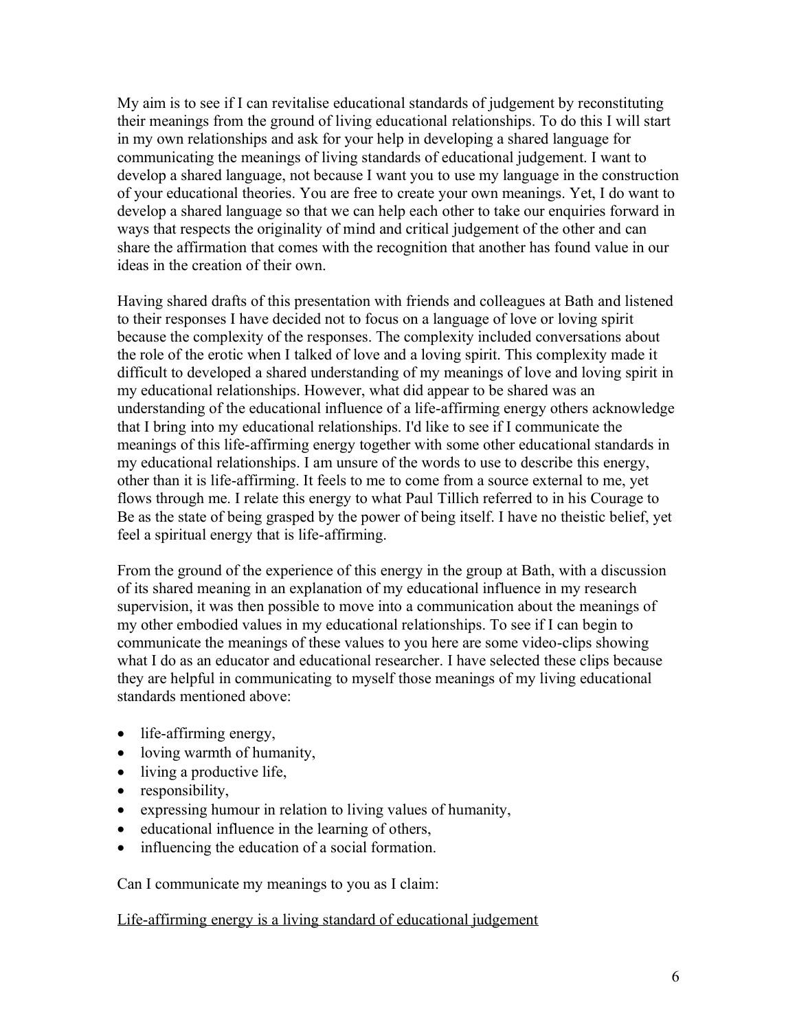My aim is to see if I can revitalise educational standards of judgement by reconstituting their meanings from the ground of living educational relationships. To do this I will start in my own relationships and ask for your help in developing a shared language for communicating the meanings of living standards of educational judgement. I want to develop a shared language, not because I want you to use my language in the construction of your educational theories. You are free to create your own meanings. Yet, I do want to develop a shared language so that we can help each other to take our enquiries forward in ways that respects the originality of mind and critical judgement of the other and can share the affirmation that comes with the recognition that another has found value in our ideas in the creation of their own.

Having shared drafts of this presentation with friends and colleagues at Bath and listened to their responses I have decided not to focus on a language of love or loving spirit because the complexity of the responses. The complexity included conversations about the role of the erotic when I talked of love and a loving spirit. This complexity made it difficult to developed a shared understanding of my meanings of love and loving spirit in my educational relationships. However, what did appear to be shared was an understanding of the educational influence of a life-affirming energy others acknowledge that I bring into my educational relationships. I'd like to see if I communicate the meanings of this life-affirming energy together with some other educational standards in my educational relationships. I am unsure of the words to use to describe this energy, other than it is life-affirming. It feels to me to come from a source external to me, yet flows through me. I relate this energy to what Paul Tillich referred to in his Courage to Be as the state of being grasped by the power of being itself. I have no theistic belief, yet feel a spiritual energy that is life-affirming.

From the ground of the experience of this energy in the group at Bath, with a discussion of its shared meaning in an explanation of my educational influence in my research supervision, it was then possible to move into a communication about the meanings of my other embodied values in my educational relationships. To see if I can begin to communicate the meanings of these values to you here are some video-clips showing what I do as an educator and educational researcher. I have selected these clips because they are helpful in communicating to myself those meanings of my living educational standards mentioned above:

- life-affirming energy,
- loving warmth of humanity,
- living a productive life,
- responsibility,
- expressing humour in relation to living values of humanity,
- educational influence in the learning of others,
- influencing the education of a social formation.

Can I communicate my meanings to you as I claim:

<u>Life-affirming energy is a living standard of educational judgement</u>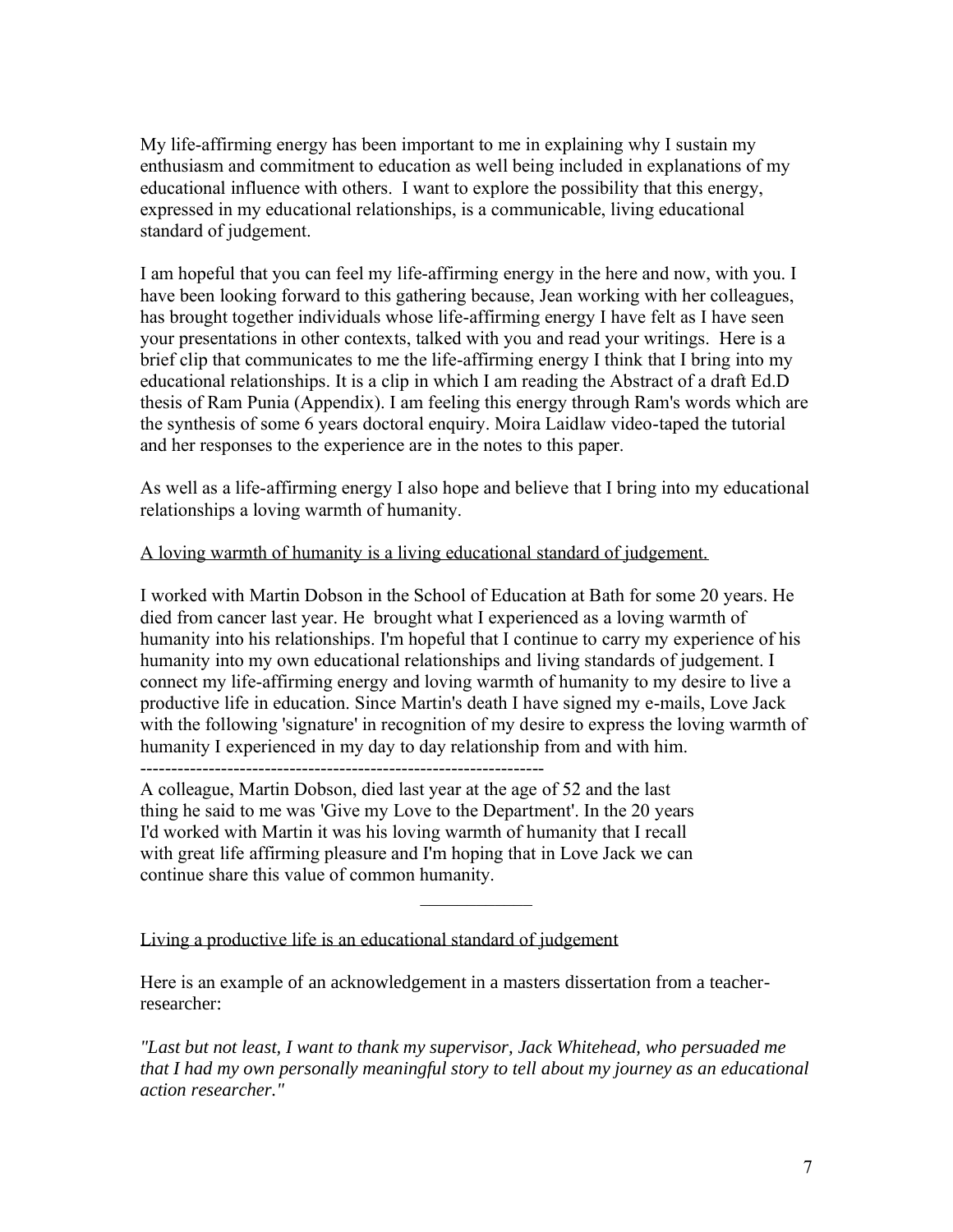My life-affirming energy has been important to me in explaining why I sustain my enthusiasm and commitment to education as well being included in explanations of my educational influence with others. I want to explore the possibility that this energy, expressed in my educational relationships, is a communicable, living educational standard of judgement.

I am hopeful that you can feel my life-affirming energy in the here and now, with you. I have been looking forward to this gathering because, Jean working with her colleagues, has brought together individuals whose life-affirming energy I have felt as I have seen your presentations in other contexts, talked with you and read your writings. Here is a brief clip that communicates to me the life-affirming energy I think that I bring into my educational relationships. It is a clip in which I am reading the Abstract of a draft Ed.D thesis of Ram Punia (Appendix). I am feeling this energy through Ram's words which are the synthesis of some 6 years doctoral enquiry. Moira Laidlaw video-taped the tutorial and her responses to the experience are in the notes to this paper.

As well as a life-affirming energy I also hope and believe that I bring into my educational relationships a loving warmth of humanity.

<u>A loving warmth of humanity is a living educational standard of judgement.</u>

I worked with Martin Dobson in the School of Education at Bath for some 20 years. He died from cancer last year. He brought what I experienced as a loving warmth of humanity into his relationships. I'm hopeful that I continue to carry my experience of his humanity into my own educational relationships and living standards of judgement. I connect my life-affirming energy and loving warmth of humanity to my desire to live a productive life in education. Since Martin's death I have signed my e-mails, Love Jack with the following 'signature' in recognition of my desire to express the loving warmth of humanity I experienced in my day to day relationship from and with him.

-----------------------------------------------------------------

A colleague, Martin Dobson, died last year at the age of 52 and the last thing he said to me was 'Give my Love to the Department'. In the 20 years I'd worked with Martin it was his loving warmth of humanity that I recall with great life affirming pleasure and I'm hoping that in Love Jack we can continue share this value of common humanity.

___________

<u>Living a productive life is an educational standard of judgement</u>

Here is an example of an acknowledgement in a masters dissertation from a teacher-researcher:

*"Last but not least, I want to thank my supervisor, Jack Whitehead, who persuaded me that I had my own personally meaningful story to tell about my journey as an educational action researcher."*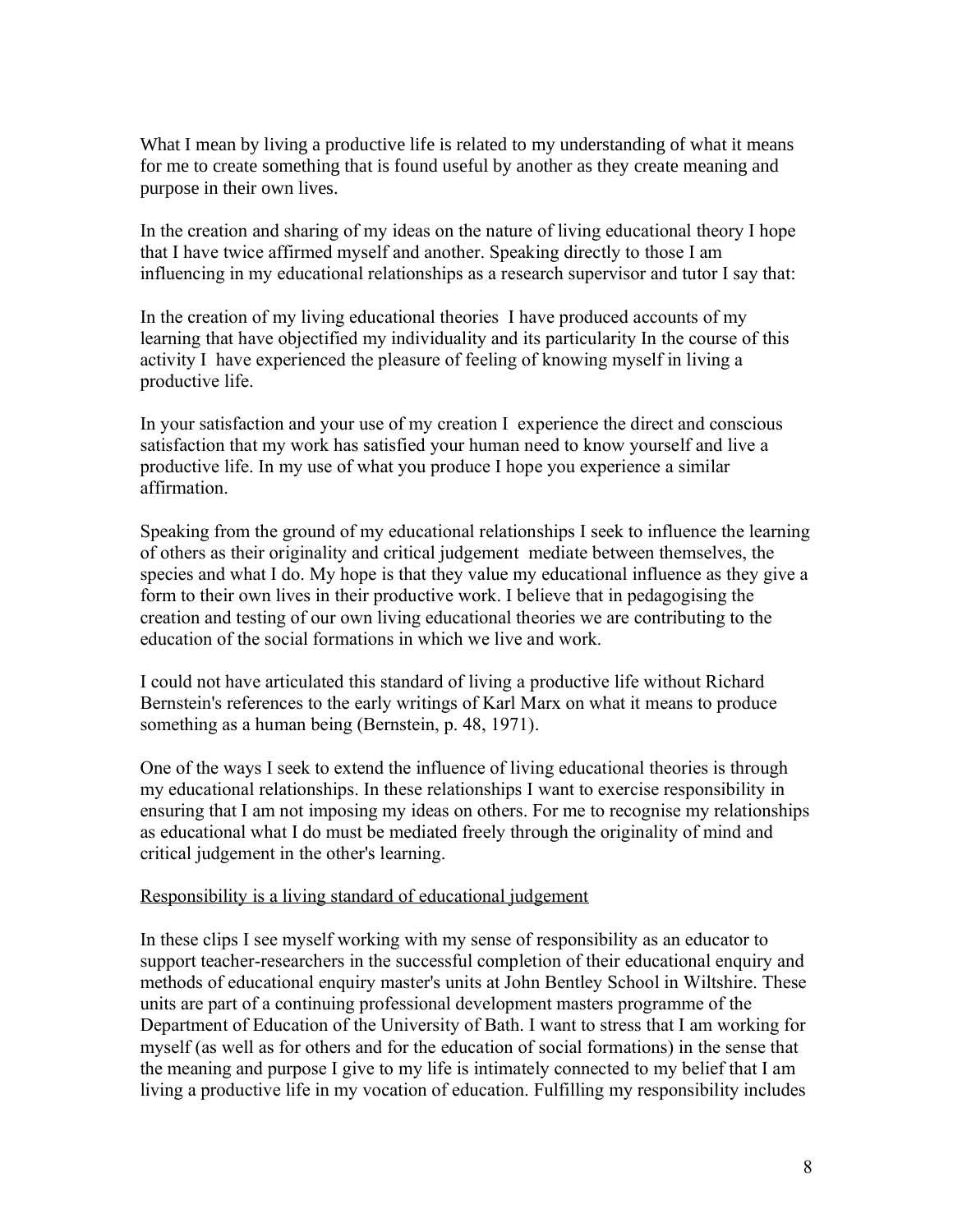What I mean by living a productive life is related to my understanding of what it means for me to create something that is found useful by another as they create meaning and purpose in their own lives.

In the creation and sharing of my ideas on the nature of living educational theory I hope that I have twice affirmed myself and another. Speaking directly to those I am influencing in my educational relationships as a research supervisor and tutor I say that:

In the creation of my living educational theories I have produced accounts of my learning that have objectified my individuality and its particularity In the course of this activity I have experienced the pleasure of feeling of knowing myself in living a productive life.

In your satisfaction and your use of my creation I experience the direct and conscious satisfaction that my work has satisfied your human need to know yourself and live a productive life. In my use of what you produce I hope you experience a similar affirmation.

Speaking from the ground of my educational relationships I seek to influence the learning of others as their originality and critical judgement mediate between themselves, the species and what I do. My hope is that they value my educational influence as they give a form to their own lives in their productive work. I believe that in pedagogising the creation and testing of our own living educational theories we are contributing to the education of the social formations in which we live and work.

I could not have articulated this standard of living a productive life without Richard Bernstein's references to the early writings of Karl Marx on what it means to produce something as a human being (Bernstein, p. 48, 1971).

One of the ways I seek to extend the influence of living educational theories is through my educational relationships. In these relationships I want to exercise responsibility in ensuring that I am not imposing my ideas on others. For me to recognise my relationships as educational what I do must be mediated freely through the originality of mind and critical judgement in the other's learning.

<u>Responsibility is a living standard of educational judgement</u>

In these clips I see myself working with my sense of responsibility as an educator to support teacher-researchers in the successful completion of their educational enquiry and methods of educational enquiry master's units at John Bentley School in Wiltshire. These units are part of a continuing professional development masters programme of the Department of Education of the University of Bath. I want to stress that I am working for myself (as well as for others and for the education of social formations) in the sense that the meaning and purpose I give to my life is intimately connected to my belief that I am living a productive life in my vocation of education. Fulfilling my responsibility includes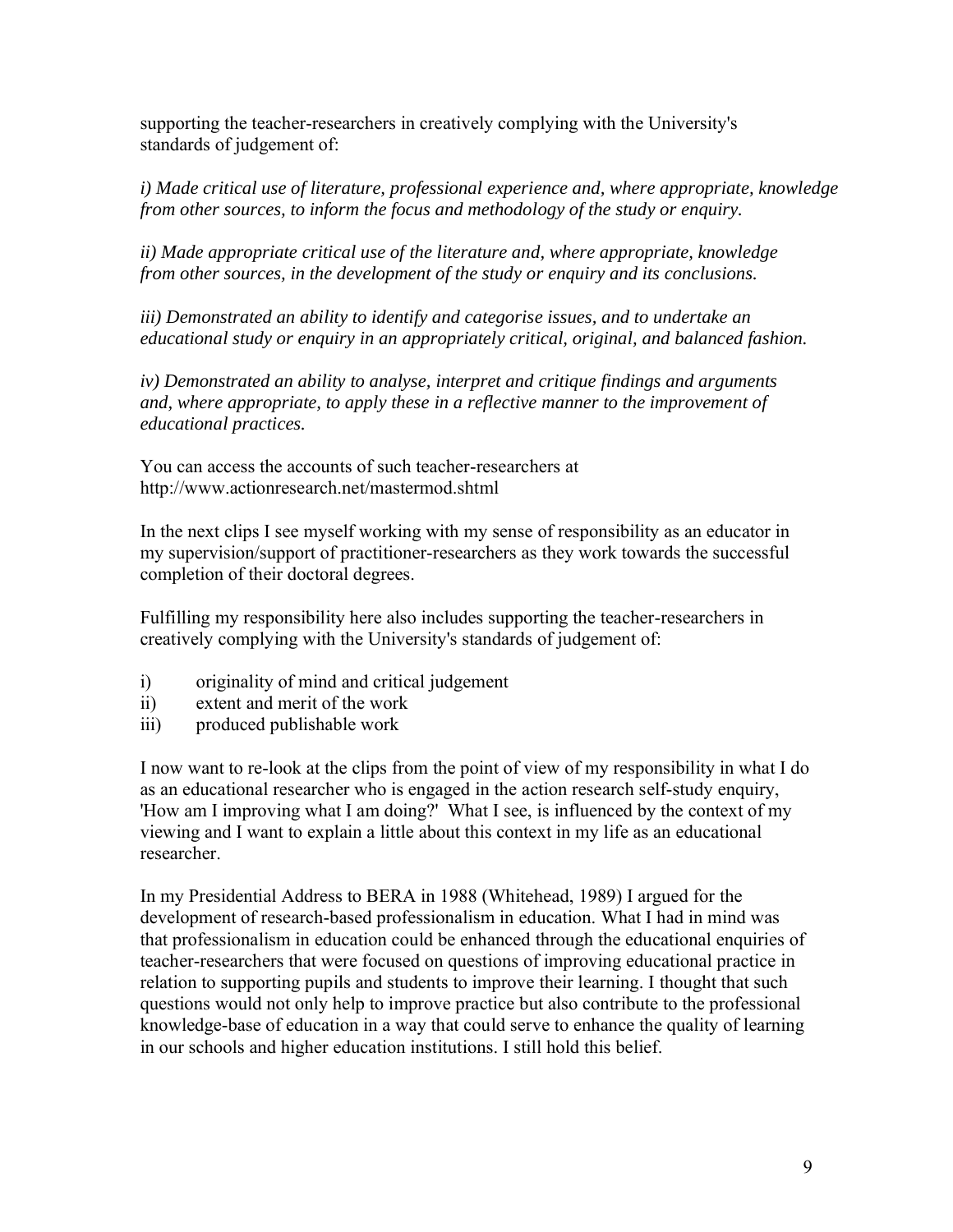supporting the teacher-researchers in creatively complying with the University's standards of judgement of:

*i) Made critical use of literature, professional experience and, where appropriate, knowledge from other sources, to inform the focus and methodology of the study or enquiry.*

*ii) Made appropriate critical use of the literature and, where appropriate, knowledge from other sources, in the development of the study or enquiry and its conclusions.*

*iii) Demonstrated an ability to identify and categorise issues, and to undertake an educational study or enquiry in an appropriately critical, original, and balanced fashion.*

*iv) Demonstrated an ability to analyse, interpret and critique findings and arguments and, where appropriate, to apply these in a reflective manner to the improvement of educational practices.*

You can access the accounts of such teacher-researchers at http://www.actionresearch.net/mastermod.shtml

In the next clips I see myself working with my sense of responsibility as an educator in my supervision/support of practitioner-researchers as they work towards the successful completion of their doctoral degrees.

Fulfilling my responsibility here also includes supporting the teacher-researchers in creatively complying with the University's standards of judgement of:

i) originality of mind and critical judgement
ii) extent and merit of the work
iii) produced publishable work

I now want to re-look at the clips from the point of view of my responsibility in what I do as an educational researcher who is engaged in the action research self-study enquiry, 'How am I improving what I am doing?' What I see, is influenced by the context of my viewing and I want to explain a little about this context in my life as an educational researcher.

In my Presidential Address to BERA in 1988 (Whitehead, 1989) I argued for the development of research-based professionalism in education. What I had in mind was that professionalism in education could be enhanced through the educational enquiries of teacher-researchers that were focused on questions of improving educational practice in relation to supporting pupils and students to improve their learning. I thought that such questions would not only help to improve practice but also contribute to the professional knowledge-base of education in a way that could serve to enhance the quality of learning in our schools and higher education institutions. I still hold this belief.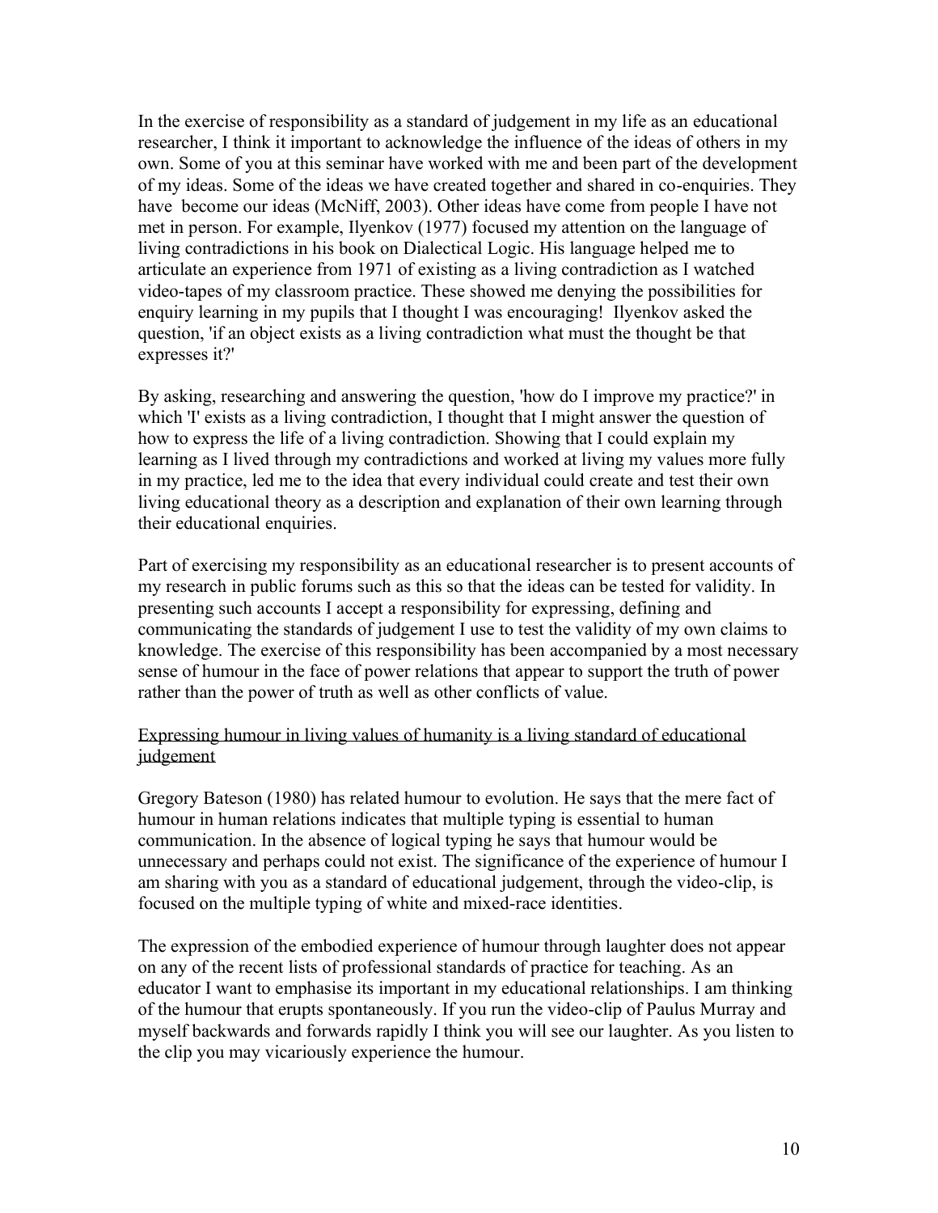In the exercise of responsibility as a standard of judgement in my life as an educational researcher, I think it important to acknowledge the influence of the ideas of others in my own. Some of you at this seminar have worked with me and been part of the development of my ideas. Some of the ideas we have created together and shared in co-enquiries. They have become our ideas (McNiff, 2003). Other ideas have come from people I have not met in person. For example, Ilyenkov (1977) focused my attention on the language of living contradictions in his book on Dialectical Logic. His language helped me to articulate an experience from 1971 of existing as a living contradiction as I watched video-tapes of my classroom practice. These showed me denying the possibilities for enquiry learning in my pupils that I thought I was encouraging! Ilyenkov asked the question, 'if an object exists as a living contradiction what must the thought be that expresses it?'

By asking, researching and answering the question, 'how do I improve my practice?' in which 'I' exists as a living contradiction, I thought that I might answer the question of how to express the life of a living contradiction. Showing that I could explain my learning as I lived through my contradictions and worked at living my values more fully in my practice, led me to the idea that every individual could create and test their own living educational theory as a description and explanation of their own learning through their educational enquiries.

Part of exercising my responsibility as an educational researcher is to present accounts of my research in public forums such as this so that the ideas can be tested for validity. In presenting such accounts I accept a responsibility for expressing, defining and communicating the standards of judgement I use to test the validity of my own claims to knowledge. The exercise of this responsibility has been accompanied by a most necessary sense of humour in the face of power relations that appear to support the truth of power rather than the power of truth as well as other conflicts of value.

<u>Expressing humour in living values of humanity is a living standard of educational judgement</u>

Gregory Bateson (1980) has related humour to evolution. He says that the mere fact of humour in human relations indicates that multiple typing is essential to human communication. In the absence of logical typing he says that humour would be unnecessary and perhaps could not exist. The significance of the experience of humour I am sharing with you as a standard of educational judgement, through the video-clip, is focused on the multiple typing of white and mixed-race identities.

The expression of the embodied experience of humour through laughter does not appear on any of the recent lists of professional standards of practice for teaching. As an educator I want to emphasise its important in my educational relationships. I am thinking of the humour that erupts spontaneously. If you run the video-clip of Paulus Murray and myself backwards and forwards rapidly I think you will see our laughter. As you listen to the clip you may vicariously experience the humour.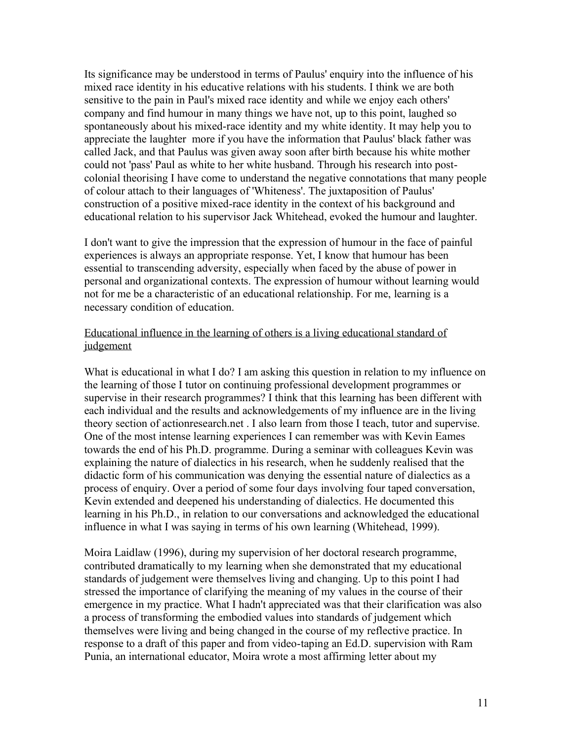Its significance may be understood in terms of Paulus' enquiry into the influence of his mixed race identity in his educative relations with his students. I think we are both sensitive to the pain in Paul's mixed race identity and while we enjoy each others' company and find humour in many things we have not, up to this point, laughed so spontaneously about his mixed-race identity and my white identity. It may help you to appreciate the laughter more if you have the information that Paulus' black father was called Jack, and that Paulus was given away soon after birth because his white mother could not 'pass' Paul as white to her white husband. Through his research into post-colonial theorising I have come to understand the negative connotations that many people of colour attach to their languages of 'Whiteness'. The juxtaposition of Paulus' construction of a positive mixed-race identity in the context of his background and educational relation to his supervisor Jack Whitehead, evoked the humour and laughter.

I don't want to give the impression that the expression of humour in the face of painful experiences is always an appropriate response. Yet, I know that humour has been essential to transcending adversity, especially when faced by the abuse of power in personal and organizational contexts. The expression of humour without learning would not for me be a characteristic of an educational relationship. For me, learning is a necessary condition of education.

<u>Educational influence in the learning of others is a living educational standard of judgement</u>

What is educational in what I do? I am asking this question in relation to my influence on the learning of those I tutor on continuing professional development programmes or supervise in their research programmes? I think that this learning has been different with each individual and the results and acknowledgements of my influence are in the living theory section of actionresearch.net . I also learn from those I teach, tutor and supervise. One of the most intense learning experiences I can remember was with Kevin Eames towards the end of his Ph.D. programme. During a seminar with colleagues Kevin was explaining the nature of dialectics in his research, when he suddenly realised that the didactic form of his communication was denying the essential nature of dialectics as a process of enquiry. Over a period of some four days involving four taped conversation, Kevin extended and deepened his understanding of dialectics. He documented this learning in his Ph.D., in relation to our conversations and acknowledged the educational influence in what I was saying in terms of his own learning (Whitehead, 1999).

Moira Laidlaw (1996), during my supervision of her doctoral research programme, contributed dramatically to my learning when she demonstrated that my educational standards of judgement were themselves living and changing. Up to this point I had stressed the importance of clarifying the meaning of my values in the course of their emergence in my practice. What I hadn't appreciated was that their clarification was also a process of transforming the embodied values into standards of judgement which themselves were living and being changed in the course of my reflective practice. In response to a draft of this paper and from video-taping an Ed.D. supervision with Ram Punia, an international educator, Moira wrote a most affirming letter about my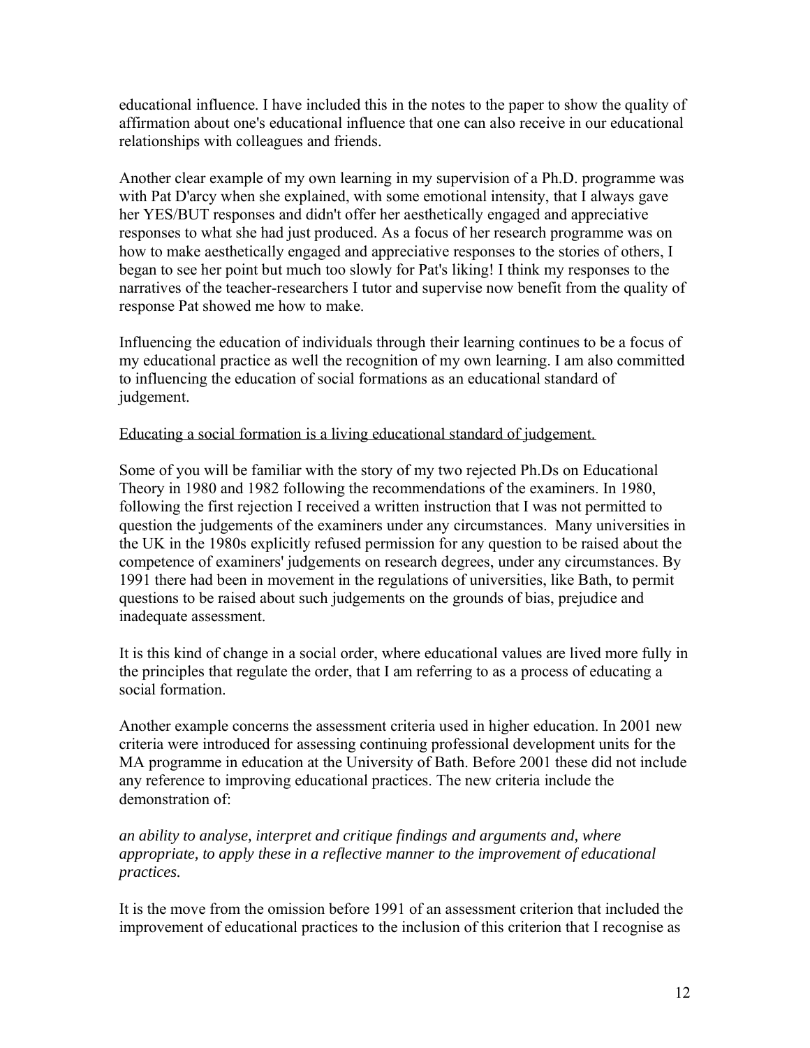educational influence. I have included this in the notes to the paper to show the quality of affirmation about one's educational influence that one can also receive in our educational relationships with colleagues and friends.

Another clear example of my own learning in my supervision of a Ph.D. programme was with Pat D'arcy when she explained, with some emotional intensity, that I always gave her YES/BUT responses and didn't offer her aesthetically engaged and appreciative responses to what she had just produced. As a focus of her research programme was on how to make aesthetically engaged and appreciative responses to the stories of others, I began to see her point but much too slowly for Pat's liking! I think my responses to the narratives of the teacher-researchers I tutor and supervise now benefit from the quality of response Pat showed me how to make.

Influencing the education of individuals through their learning continues to be a focus of my educational practice as well the recognition of my own learning. I am also committed to influencing the education of social formations as an educational standard of judgement.

<u>Educating a social formation is a living educational standard of judgement.</u>

Some of you will be familiar with the story of my two rejected Ph.Ds on Educational Theory in 1980 and 1982 following the recommendations of the examiners. In 1980, following the first rejection I received a written instruction that I was not permitted to question the judgements of the examiners under any circumstances. Many universities in the UK in the 1980s explicitly refused permission for any question to be raised about the competence of examiners' judgements on research degrees, under any circumstances. By 1991 there had been in movement in the regulations of universities, like Bath, to permit questions to be raised about such judgements on the grounds of bias, prejudice and inadequate assessment.

It is this kind of change in a social order, where educational values are lived more fully in the principles that regulate the order, that I am referring to as a process of educating a social formation.

Another example concerns the assessment criteria used in higher education. In 2001 new criteria were introduced for assessing continuing professional development units for the MA programme in education at the University of Bath. Before 2001 these did not include any reference to improving educational practices. The new criteria include the demonstration of:

*an ability to analyse, interpret and critique findings and arguments and, where appropriate, to apply these in a reflective manner to the improvement of educational practices.*

It is the move from the omission before 1991 of an assessment criterion that included the improvement of educational practices to the inclusion of this criterion that I recognise as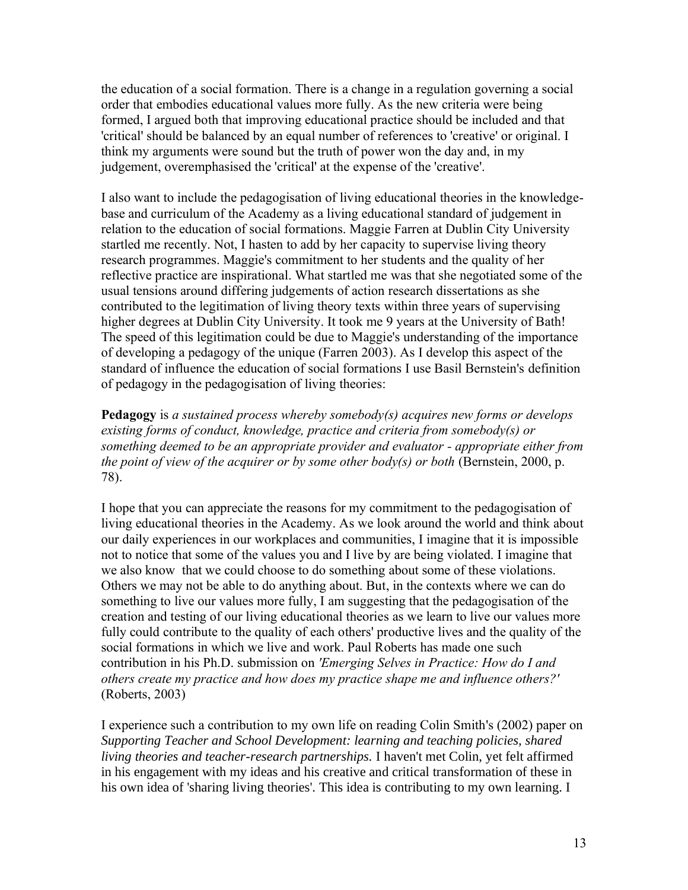the education of a social formation. There is a change in a regulation governing a social order that embodies educational values more fully. As the new criteria were being formed, I argued both that improving educational practice should be included and that 'critical' should be balanced by an equal number of references to 'creative' or original. I think my arguments were sound but the truth of power won the day and, in my judgement, overemphasised the 'critical' at the expense of the 'creative'.

I also want to include the pedagogisation of living educational theories in the knowledge-base and curriculum of the Academy as a living educational standard of judgement in relation to the education of social formations. Maggie Farren at Dublin City University startled me recently. Not, I hasten to add by her capacity to supervise living theory research programmes. Maggie's commitment to her students and the quality of her reflective practice are inspirational. What startled me was that she negotiated some of the usual tensions around differing judgements of action research dissertations as she contributed to the legitimation of living theory texts within three years of supervising higher degrees at Dublin City University. It took me 9 years at the University of Bath! The speed of this legitimation could be due to Maggie's understanding of the importance of developing a pedagogy of the unique (Farren 2003). As I develop this aspect of the standard of influence the education of social formations I use Basil Bernstein's definition of pedagogy in the pedagogisation of living theories:

**Pedagogy** is *a sustained process whereby somebody(s) acquires new forms or develops existing forms of conduct, knowledge, practice and criteria from somebody(s) or something deemed to be an appropriate provider and evaluator - appropriate either from the point of view of the acquirer or by some other body(s) or both* (Bernstein, 2000, p. 78).

I hope that you can appreciate the reasons for my commitment to the pedagogisation of living educational theories in the Academy. As we look around the world and think about our daily experiences in our workplaces and communities, I imagine that it is impossible not to notice that some of the values you and I live by are being violated. I imagine that we also know that we could choose to do something about some of these violations. Others we may not be able to do anything about. But, in the contexts where we can do something to live our values more fully, I am suggesting that the pedagogisation of the creation and testing of our living educational theories as we learn to live our values more fully could contribute to the quality of each others' productive lives and the quality of the social formations in which we live and work. Paul Roberts has made one such contribution in his Ph.D. submission on *'Emerging Selves in Practice: How do I and others create my practice and how does my practice shape me and influence others?'* (Roberts, 2003)

I experience such a contribution to my own life on reading Colin Smith's (2002) paper on *Supporting Teacher and School Development: learning and teaching policies, shared living theories and teacher-research partnerships.* I haven't met Colin, yet felt affirmed in his engagement with my ideas and his creative and critical transformation of these in his own idea of 'sharing living theories'. This idea is contributing to my own learning. I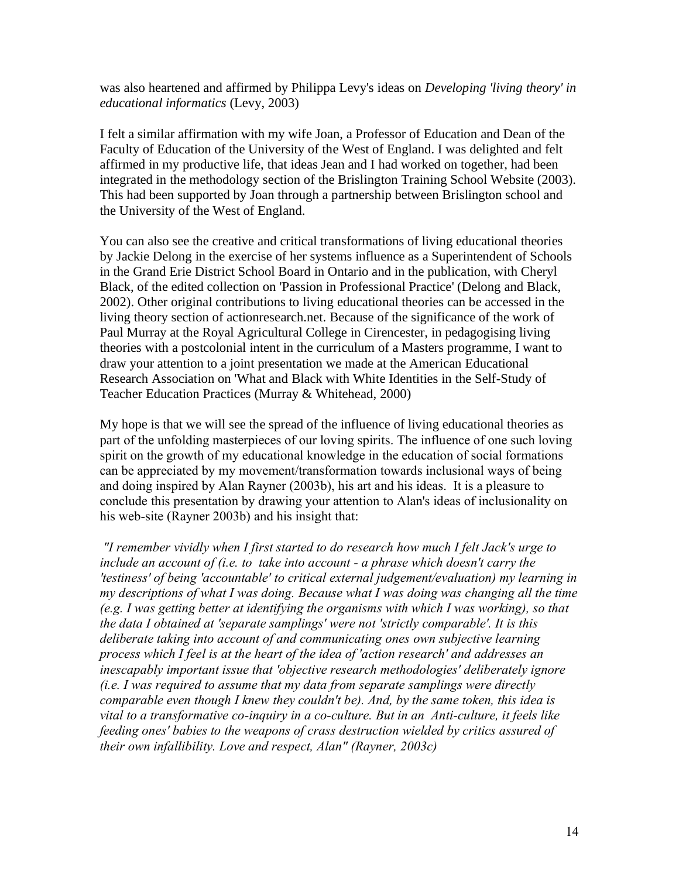was also heartened and affirmed by Philippa Levy's ideas on *Developing 'living theory' in educational informatics* (Levy, 2003)

I felt a similar affirmation with my wife Joan, a Professor of Education and Dean of the Faculty of Education of the University of the West of England. I was delighted and felt affirmed in my productive life, that ideas Jean and I had worked on together, had been integrated in the methodology section of the Brislington Training School Website (2003). This had been supported by Joan through a partnership between Brislington school and the University of the West of England.

You can also see the creative and critical transformations of living educational theories by Jackie Delong in the exercise of her systems influence as a Superintendent of Schools in the Grand Erie District School Board in Ontario and in the publication, with Cheryl Black, of the edited collection on 'Passion in Professional Practice' (Delong and Black, 2002). Other original contributions to living educational theories can be accessed in the living theory section of actionresearch.net. Because of the significance of the work of Paul Murray at the Royal Agricultural College in Cirencester, in pedagogising living theories with a postcolonial intent in the curriculum of a Masters programme, I want to draw your attention to a joint presentation we made at the American Educational Research Association on 'What and Black with White Identities in the Self-Study of Teacher Education Practices (Murray & Whitehead, 2000)

My hope is that we will see the spread of the influence of living educational theories as part of the unfolding masterpieces of our loving spirits. The influence of one such loving spirit on the growth of my educational knowledge in the education of social formations can be appreciated by my movement/transformation towards inclusional ways of being and doing inspired by Alan Rayner (2003b), his art and his ideas. It is a pleasure to conclude this presentation by drawing your attention to Alan's ideas of inclusionality on his web-site (Rayner 2003b) and his insight that:

*"I remember vividly when I first started to do research how much I felt Jack's urge to include an account of (i.e. to take into account - a phrase which doesn't carry the 'testiness' of being 'accountable' to critical external judgement/evaluation) my learning in my descriptions of what I was doing. Because what I was doing was changing all the time (e.g. I was getting better at identifying the organisms with which I was working), so that the data I obtained at 'separate samplings' were not 'strictly comparable'. It is this deliberate taking into account of and communicating ones own subjective learning process which I feel is at the heart of the idea of 'action research' and addresses an inescapably important issue that 'objective research methodologies' deliberately ignore (i.e. I was required to assume that my data from separate samplings were directly comparable even though I knew they couldn't be). And, by the same token, this idea is vital to a transformative co-inquiry in a co-culture. But in an Anti-culture, it feels like feeding ones' babies to the weapons of crass destruction wielded by critics assured of their own infallibility. Love and respect, Alan" (Rayner, 2003c)*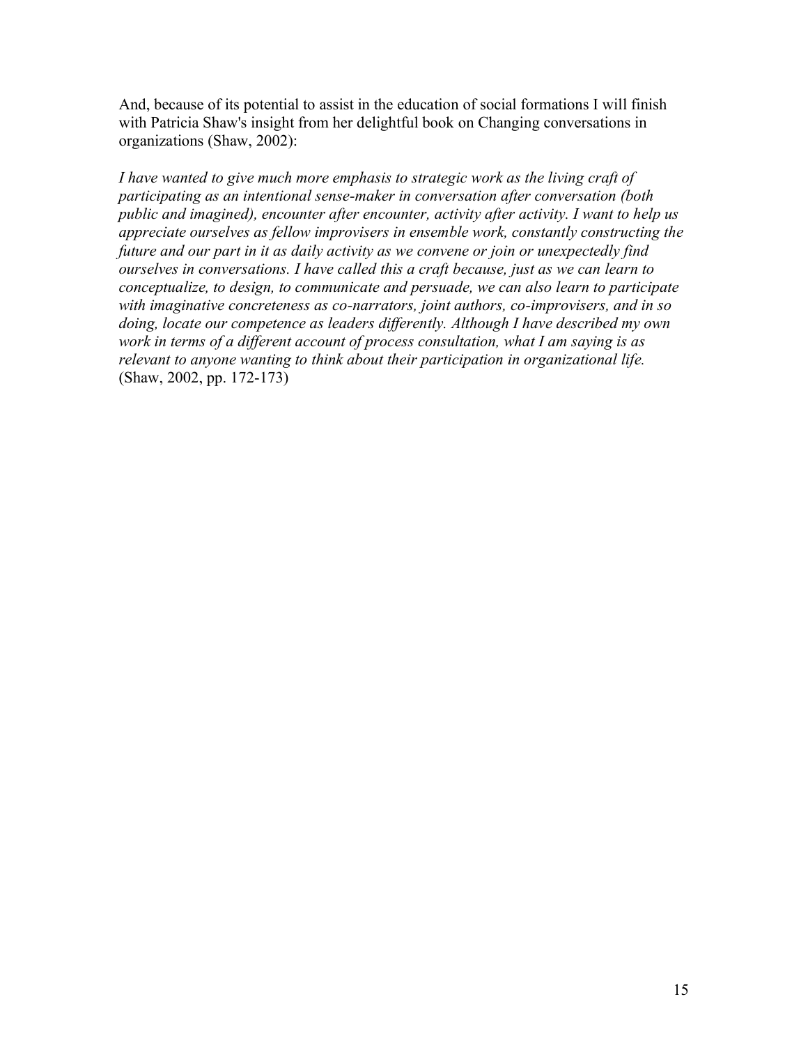And, because of its potential to assist in the education of social formations I will finish with Patricia Shaw's insight from her delightful book on Changing conversations in organizations (Shaw, 2002):

*I have wanted to give much more emphasis to strategic work as the living craft of participating as an intentional sense-maker in conversation after conversation (both public and imagined), encounter after encounter, activity after activity. I want to help us appreciate ourselves as fellow improvisers in ensemble work, constantly constructing the future and our part in it as daily activity as we convene or join or unexpectedly find ourselves in conversations. I have called this a craft because, just as we can learn to conceptualize, to design, to communicate and persuade, we can also learn to participate with imaginative concreteness as co-narrators, joint authors, co-improvisers, and in so doing, locate our competence as leaders differently. Although I have described my own work in terms of a different account of process consultation, what I am saying is as relevant to anyone wanting to think about their participation in organizational life.* (Shaw, 2002, pp. 172-173)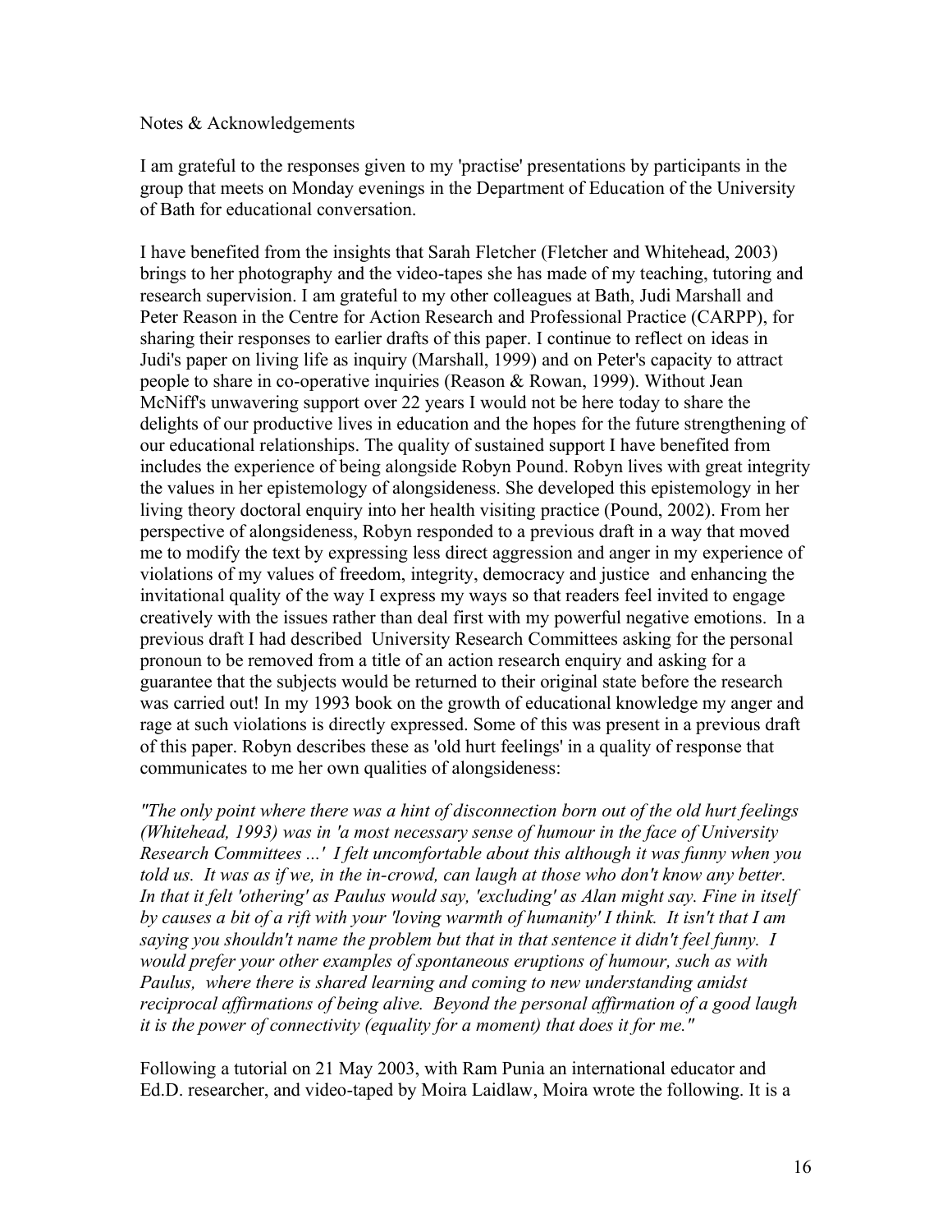Notes & Acknowledgements

I am grateful to the responses given to my 'practise' presentations by participants in the group that meets on Monday evenings in the Department of Education of the University of Bath for educational conversation.

I have benefited from the insights that Sarah Fletcher (Fletcher and Whitehead, 2003) brings to her photography and the video-tapes she has made of my teaching, tutoring and research supervision. I am grateful to my other colleagues at Bath, Judi Marshall and Peter Reason in the Centre for Action Research and Professional Practice (CARPP), for sharing their responses to earlier drafts of this paper. I continue to reflect on ideas in Judi's paper on living life as inquiry (Marshall, 1999) and on Peter's capacity to attract people to share in co-operative inquiries (Reason & Rowan, 1999). Without Jean McNiff's unwavering support over 22 years I would not be here today to share the delights of our productive lives in education and the hopes for the future strengthening of our educational relationships. The quality of sustained support I have benefited from includes the experience of being alongside Robyn Pound. Robyn lives with great integrity the values in her epistemology of alongsideness. She developed this epistemology in her living theory doctoral enquiry into her health visiting practice (Pound, 2002). From her perspective of alongsideness, Robyn responded to a previous draft in a way that moved me to modify the text by expressing less direct aggression and anger in my experience of violations of my values of freedom, integrity, democracy and justice and enhancing the invitational quality of the way I express my ways so that readers feel invited to engage creatively with the issues rather than deal first with my powerful negative emotions. In a previous draft I had described University Research Committees asking for the personal pronoun to be removed from a title of an action research enquiry and asking for a guarantee that the subjects would be returned to their original state before the research was carried out! In my 1993 book on the growth of educational knowledge my anger and rage at such violations is directly expressed. Some of this was present in a previous draft of this paper. Robyn describes these as 'old hurt feelings' in a quality of response that communicates to me her own qualities of alongsideness:

*"The only point where there was a hint of disconnection born out of the old hurt feelings (Whitehead, 1993) was in 'a most necessary sense of humour in the face of University Research Committees ...' I felt uncomfortable about this although it was funny when you told us. It was as if we, in the in-crowd, can laugh at those who don't know any better. In that it felt 'othering' as Paulus would say, 'excluding' as Alan might say. Fine in itself by causes a bit of a rift with your 'loving warmth of humanity' I think. It isn't that I am saying you shouldn't name the problem but that in that sentence it didn't feel funny. I would prefer your other examples of spontaneous eruptions of humour, such as with Paulus, where there is shared learning and coming to new understanding amidst reciprocal affirmations of being alive. Beyond the personal affirmation of a good laugh it is the power of connectivity (equality for a moment) that does it for me."*

Following a tutorial on 21 May 2003, with Ram Punia an international educator and Ed.D. researcher, and video-taped by Moira Laidlaw, Moira wrote the following. It is a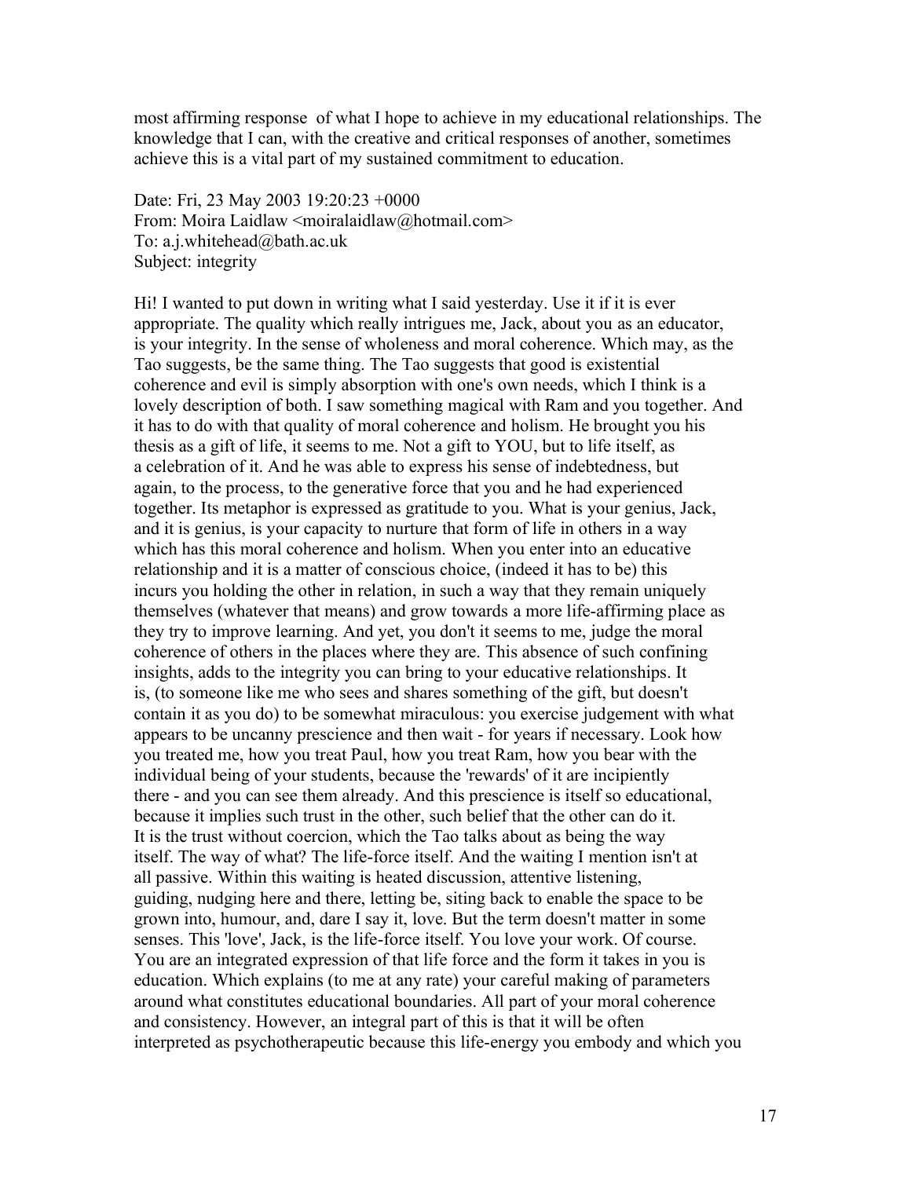most affirming response  of what I hope to achieve in my educational relationships. The knowledge that I can, with the creative and critical responses of another, sometimes achieve this is a vital part of my sustained commitment to education.

Date: Fri, 23 May 2003 19:20:23 +0000
From: Moira Laidlaw <moiralaidlaw@hotmail.com>
To: a.j.whitehead@bath.ac.uk
Subject: integrity

Hi! I wanted to put down in writing what I said yesterday. Use it if it is ever appropriate. The quality which really intrigues me, Jack, about you as an educator, is your integrity. In the sense of wholeness and moral coherence. Which may, as the Tao suggests, be the same thing. The Tao suggests that good is existential coherence and evil is simply absorption with one's own needs, which I think is a lovely description of both. I saw something magical with Ram and you together. And it has to do with that quality of moral coherence and holism. He brought you his thesis as a gift of life, it seems to me. Not a gift to YOU, but to life itself, as a celebration of it. And he was able to express his sense of indebtedness, but again, to the process, to the generative force that you and he had experienced together. Its metaphor is expressed as gratitude to you. What is your genius, Jack, and it is genius, is your capacity to nurture that form of life in others in a way which has this moral coherence and holism. When you enter into an educative relationship and it is a matter of conscious choice, (indeed it has to be) this incurs you holding the other in relation, in such a way that they remain uniquely themselves (whatever that means) and grow towards a more life-affirming place as they try to improve learning. And yet, you don't it seems to me, judge the moral coherence of others in the places where they are. This absence of such confining insights, adds to the integrity you can bring to your educative relationships. It is, (to someone like me who sees and shares something of the gift, but doesn't contain it as you do) to be somewhat miraculous: you exercise judgement with what appears to be uncanny prescience and then wait - for years if necessary. Look how you treated me, how you treat Paul, how you treat Ram, how you bear with the individual being of your students, because the 'rewards' of it are incipiently there - and you can see them already. And this prescience is itself so educational, because it implies such trust in the other, such belief that the other can do it. It is the trust without coercion, which the Tao talks about as being the way itself. The way of what? The life-force itself. And the waiting I mention isn't at all passive. Within this waiting is heated discussion, attentive listening, guiding, nudging here and there, letting be, siting back to enable the space to be grown into, humour, and, dare I say it, love. But the term doesn't matter in some senses. This 'love', Jack, is the life-force itself. You love your work. Of course. You are an integrated expression of that life force and the form it takes in you is education. Which explains (to me at any rate) your careful making of parameters around what constitutes educational boundaries. All part of your moral coherence and consistency. However, an integral part of this is that it will be often interpreted as psychotherapeutic because this life-energy you embody and which you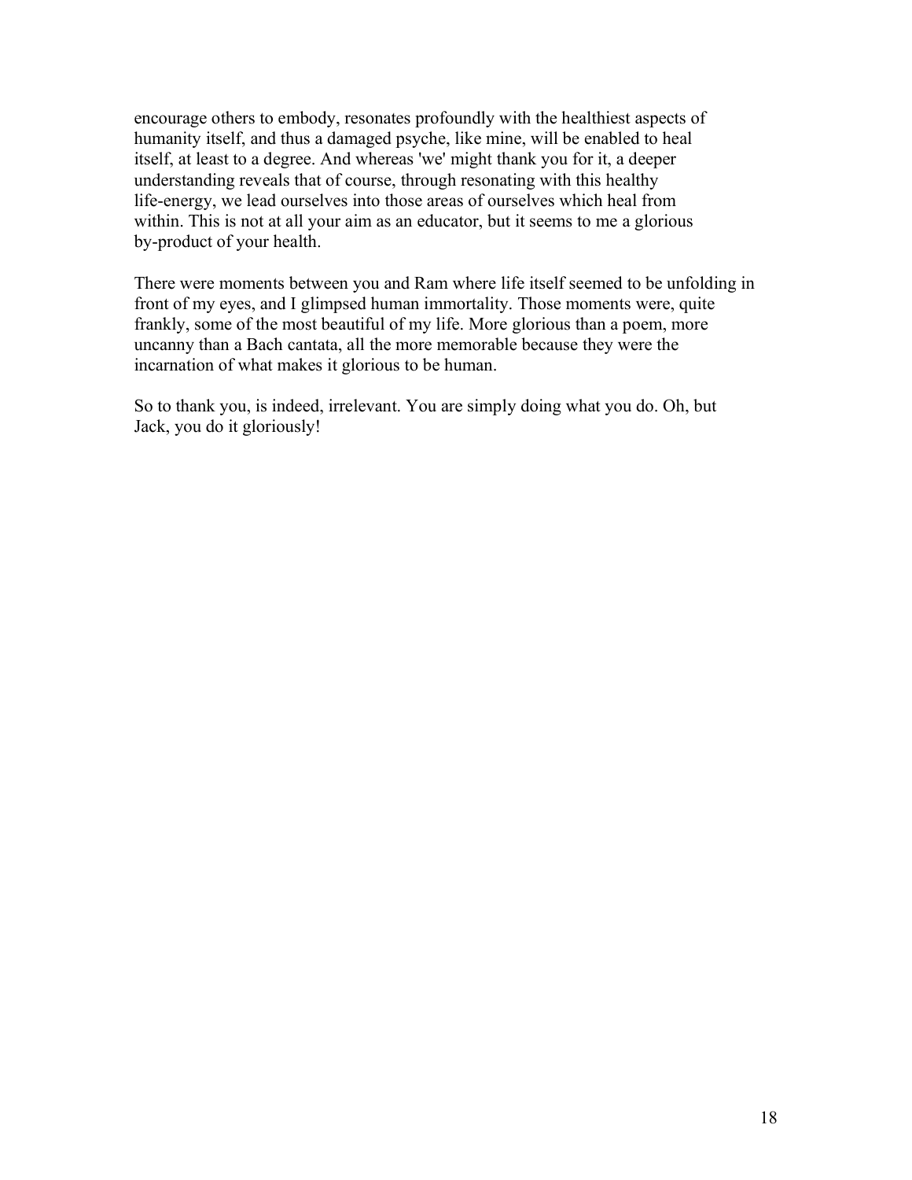encourage others to embody, resonates profoundly with the healthiest aspects of humanity itself, and thus a damaged psyche, like mine, will be enabled to heal itself, at least to a degree. And whereas 'we' might thank you for it, a deeper understanding reveals that of course, through resonating with this healthy life-energy, we lead ourselves into those areas of ourselves which heal from within. This is not at all your aim as an educator, but it seems to me a glorious by-product of your health.

There were moments between you and Ram where life itself seemed to be unfolding in front of my eyes, and I glimpsed human immortality. Those moments were, quite frankly, some of the most beautiful of my life. More glorious than a poem, more uncanny than a Bach cantata, all the more memorable because they were the incarnation of what makes it glorious to be human.

So to thank you, is indeed, irrelevant. You are simply doing what you do. Oh, but Jack, you do it gloriously!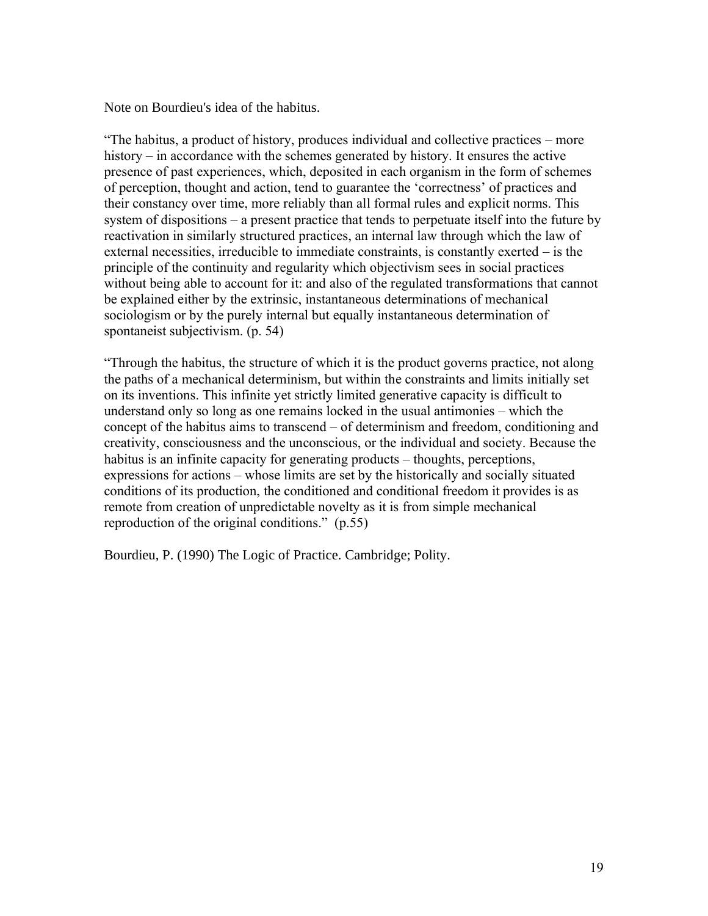Note on Bourdieu's idea of the habitus.

"The habitus, a product of history, produces individual and collective practices – more history – in accordance with the schemes generated by history. It ensures the active presence of past experiences, which, deposited in each organism in the form of schemes of perception, thought and action, tend to guarantee the 'correctness' of practices and their constancy over time, more reliably than all formal rules and explicit norms. This system of dispositions – a present practice that tends to perpetuate itself into the future by reactivation in similarly structured practices, an internal law through which the law of external necessities, irreducible to immediate constraints, is constantly exerted – is the principle of the continuity and regularity which objectivism sees in social practices without being able to account for it: and also of the regulated transformations that cannot be explained either by the extrinsic, instantaneous determinations of mechanical sociologism or by the purely internal but equally instantaneous determination of spontaneist subjectivism. (p. 54)

"Through the habitus, the structure of which it is the product governs practice, not along the paths of a mechanical determinism, but within the constraints and limits initially set on its inventions. This infinite yet strictly limited generative capacity is difficult to understand only so long as one remains locked in the usual antimonies – which the concept of the habitus aims to transcend – of determinism and freedom, conditioning and creativity, consciousness and the unconscious, or the individual and society. Because the habitus is an infinite capacity for generating products – thoughts, perceptions, expressions for actions – whose limits are set by the historically and socially situated conditions of its production, the conditioned and conditional freedom it provides is as remote from creation of unpredictable novelty as it is from simple mechanical reproduction of the original conditions." (p.55)

Bourdieu, P. (1990) The Logic of Practice. Cambridge; Polity.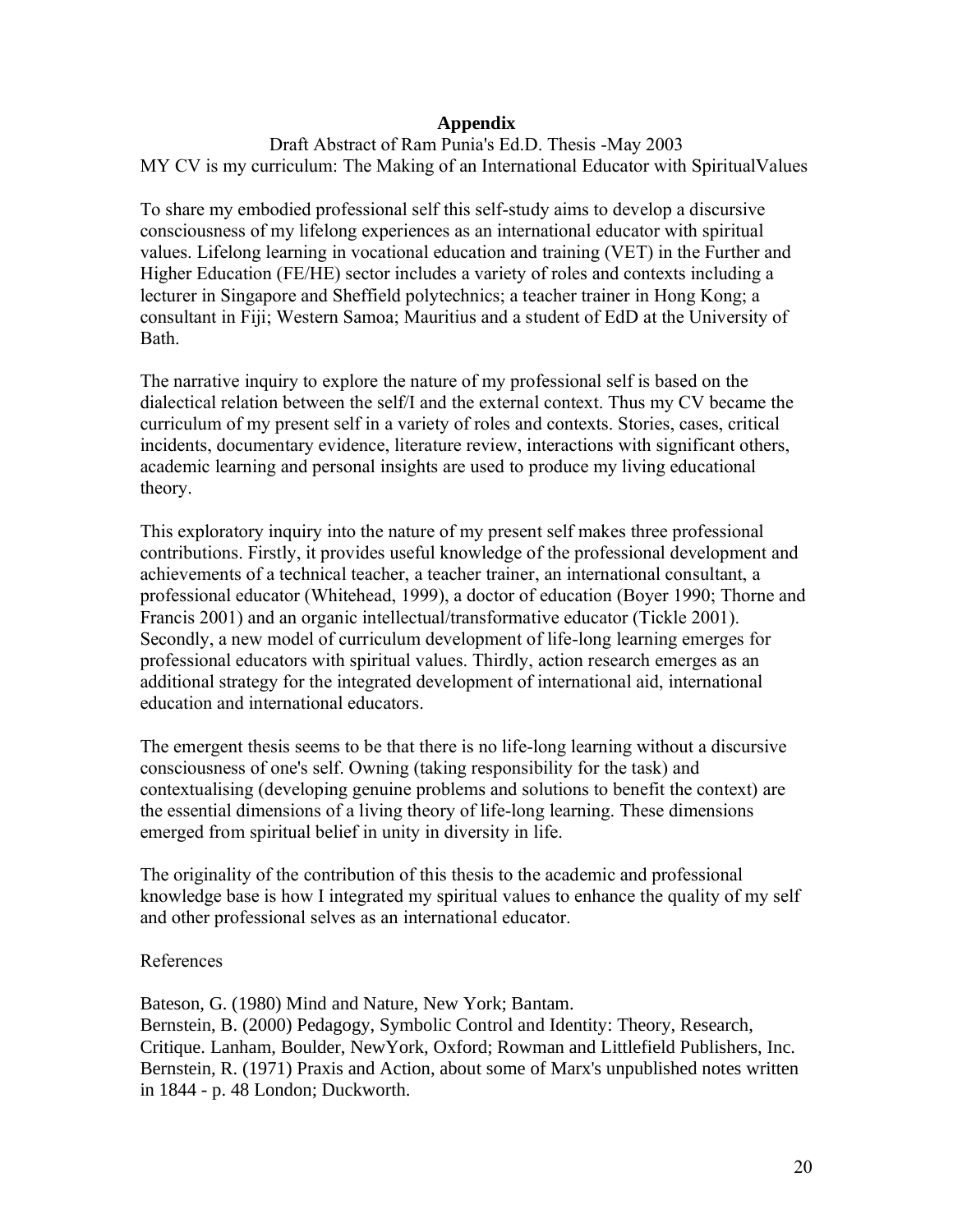## Appendix

Draft Abstract of Ram Punia's Ed.D. Thesis -May 2003
MY CV is my curriculum: The Making of an International Educator with SpiritualValues

To share my embodied professional self this self-study aims to develop a discursive consciousness of my lifelong experiences as an international educator with spiritual values. Lifelong learning in vocational education and training (VET) in the Further and Higher Education (FE/HE) sector includes a variety of roles and contexts including a lecturer in Singapore and Sheffield polytechnics; a teacher trainer in Hong Kong; a consultant in Fiji; Western Samoa; Mauritius and a student of EdD at the University of Bath.

The narrative inquiry to explore the nature of my professional self is based on the dialectical relation between the self/I and the external context. Thus my CV became the curriculum of my present self in a variety of roles and contexts. Stories, cases, critical incidents, documentary evidence, literature review, interactions with significant others, academic learning and personal insights are used to produce my living educational theory.

This exploratory inquiry into the nature of my present self makes three professional contributions. Firstly, it provides useful knowledge of the professional development and achievements of a technical teacher, a teacher trainer, an international consultant, a professional educator (Whitehead, 1999), a doctor of education (Boyer 1990; Thorne and Francis 2001) and an organic intellectual/transformative educator (Tickle 2001). Secondly, a new model of curriculum development of life-long learning emerges for professional educators with spiritual values. Thirdly, action research emerges as an additional strategy for the integrated development of international aid, international education and international educators.

The emergent thesis seems to be that there is no life-long learning without a discursive consciousness of one's self. Owning (taking responsibility for the task) and contextualising (developing genuine problems and solutions to benefit the context) are the essential dimensions of a living theory of life-long learning. These dimensions emerged from spiritual belief in unity in diversity in life.

The originality of the contribution of this thesis to the academic and professional knowledge base is how I integrated my spiritual values to enhance the quality of my self and other professional selves as an international educator.

References

Bateson, G. (1980) Mind and Nature, New York; Bantam.
Bernstein, B. (2000) Pedagogy, Symbolic Control and Identity: Theory, Research, Critique. Lanham, Boulder, NewYork, Oxford; Rowman and Littlefield Publishers, Inc.
Bernstein, R. (1971) Praxis and Action, about some of Marx's unpublished notes written in 1844 - p. 48 London; Duckworth.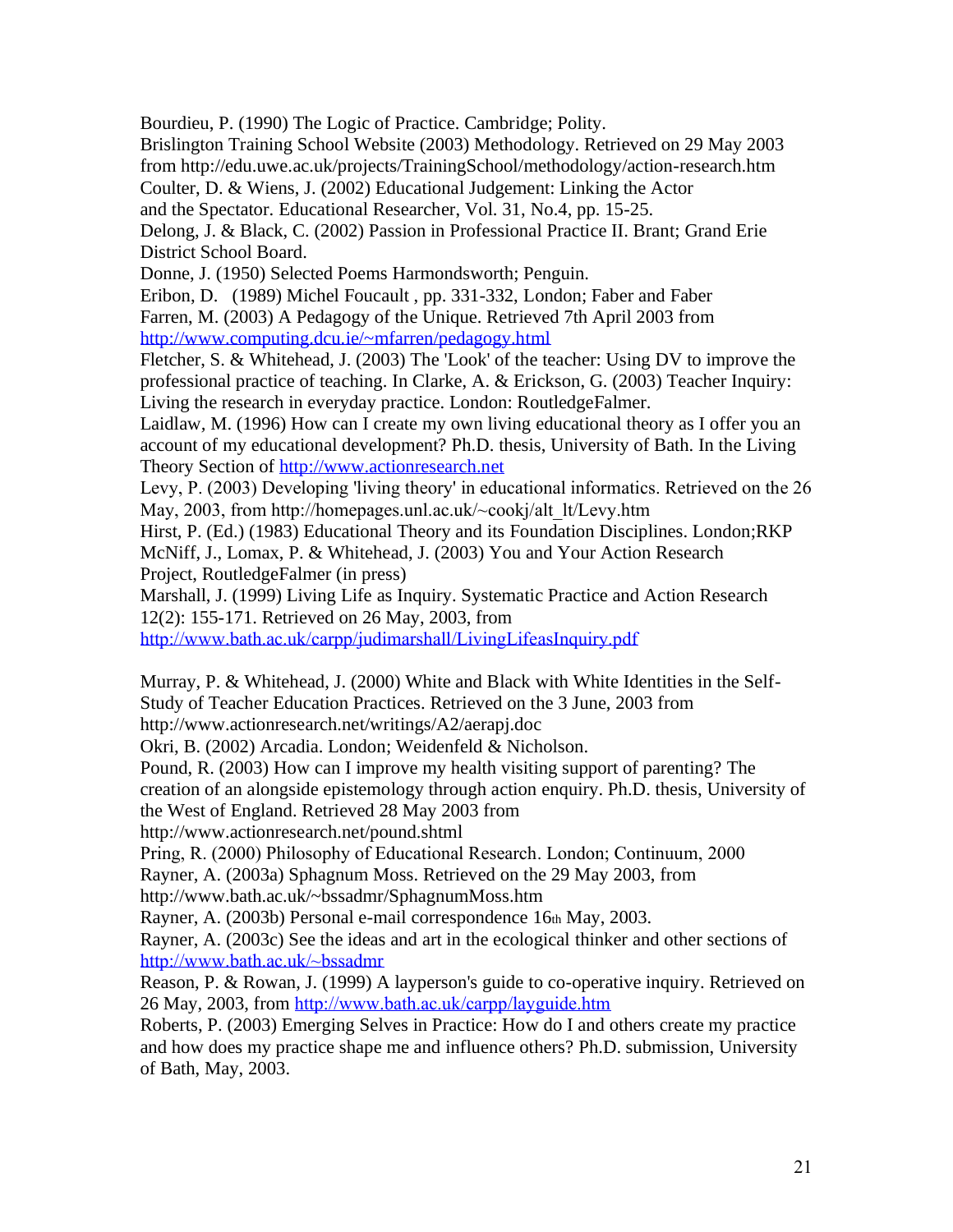Bourdieu, P. (1990) The Logic of Practice. Cambridge; Polity.

Brislington Training School Website (2003) Methodology. Retrieved on 29 May 2003 from http://edu.uwe.ac.uk/projects/TrainingSchool/methodology/action-research.htm

Coulter, D. & Wiens, J. (2002) Educational Judgement: Linking the Actor and the Spectator. Educational Researcher, Vol. 31, No.4, pp. 15-25.

Delong, J. & Black, C. (2002) Passion in Professional Practice II. Brant; Grand Erie District School Board.

Donne, J. (1950) Selected Poems Harmondsworth; Penguin.

Eribon, D. (1989) Michel Foucault , pp. 331-332, London; Faber and Faber

Farren, M. (2003) A Pedagogy of the Unique. Retrieved 7th April 2003 from http://www.computing.dcu.ie/~mfarren/pedagogy.html

Fletcher, S. & Whitehead, J. (2003) The 'Look' of the teacher: Using DV to improve the professional practice of teaching. In Clarke, A. & Erickson, G. (2003) Teacher Inquiry: Living the research in everyday practice. London: RoutledgeFalmer.

Laidlaw, M. (1996) How can I create my own living educational theory as I offer you an account of my educational development? Ph.D. thesis, University of Bath. In the Living Theory Section of http://www.actionresearch.net

Levy, P. (2003) Developing 'living theory' in educational informatics. Retrieved on the 26 May, 2003, from http://homepages.unl.ac.uk/~cookj/alt_lt/Levy.htm

Hirst, P. (Ed.) (1983) Educational Theory and its Foundation Disciplines. London;RKP

McNiff, J., Lomax, P. & Whitehead, J. (2003) You and Your Action Research Project, RoutledgeFalmer (in press)

Marshall, J. (1999) Living Life as Inquiry. Systematic Practice and Action Research 12(2): 155-171. Retrieved on 26 May, 2003, from http://www.bath.ac.uk/carpp/judimarshall/LivingLifeasInquiry.pdf

Murray, P. & Whitehead, J. (2000) White and Black with White Identities in the Self-Study of Teacher Education Practices. Retrieved on the 3 June, 2003 from http://www.actionresearch.net/writings/A2/aerapj.doc

Okri, B. (2002) Arcadia. London; Weidenfeld & Nicholson.

Pound, R. (2003) How can I improve my health visiting support of parenting? The creation of an alongside epistemology through action enquiry. Ph.D. thesis, University of the West of England. Retrieved 28 May 2003 from http://www.actionresearch.net/pound.shtml

Pring, R. (2000) Philosophy of Educational Research. London; Continuum, 2000

Rayner, A. (2003a) Sphagnum Moss. Retrieved on the 29 May 2003, from http://www.bath.ac.uk/~bssadmr/SphagnumMoss.htm

Rayner, A. (2003b) Personal e-mail correspondence 16th May, 2003.

Rayner, A. (2003c) See the ideas and art in the ecological thinker and other sections of http://www.bath.ac.uk/~bssadmr

Reason, P. & Rowan, J. (1999) A layperson's guide to co-operative inquiry. Retrieved on 26 May, 2003, from http://www.bath.ac.uk/carpp/layguide.htm

Roberts, P. (2003) Emerging Selves in Practice: How do I and others create my practice and how does my practice shape me and influence others? Ph.D. submission, University of Bath, May, 2003.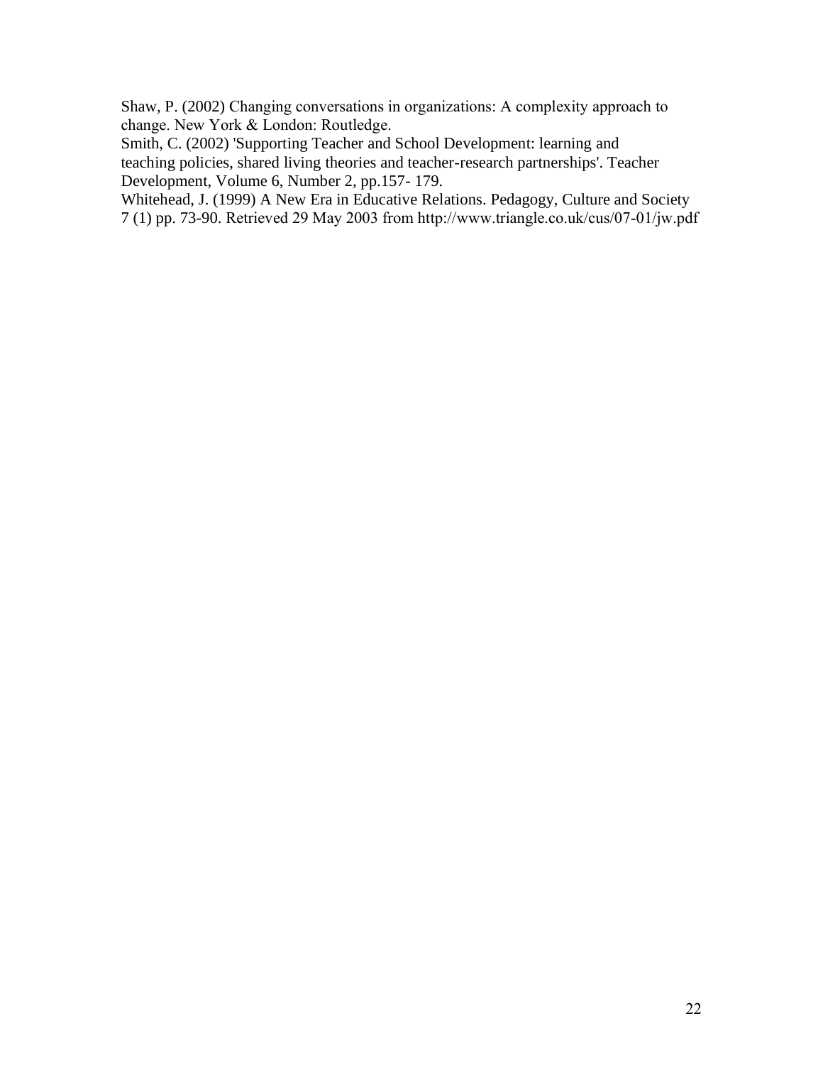Shaw, P. (2002) Changing conversations in organizations: A complexity approach to change. New York & London: Routledge.

Smith, C. (2002) 'Supporting Teacher and School Development: learning and teaching policies, shared living theories and teacher-research partnerships'. Teacher Development, Volume 6, Number 2, pp.157- 179.

Whitehead, J. (1999) A New Era in Educative Relations. Pedagogy, Culture and Society 7 (1) pp. 73-90. Retrieved 29 May 2003 from http://www.triangle.co.uk/cus/07-01/jw.pdf